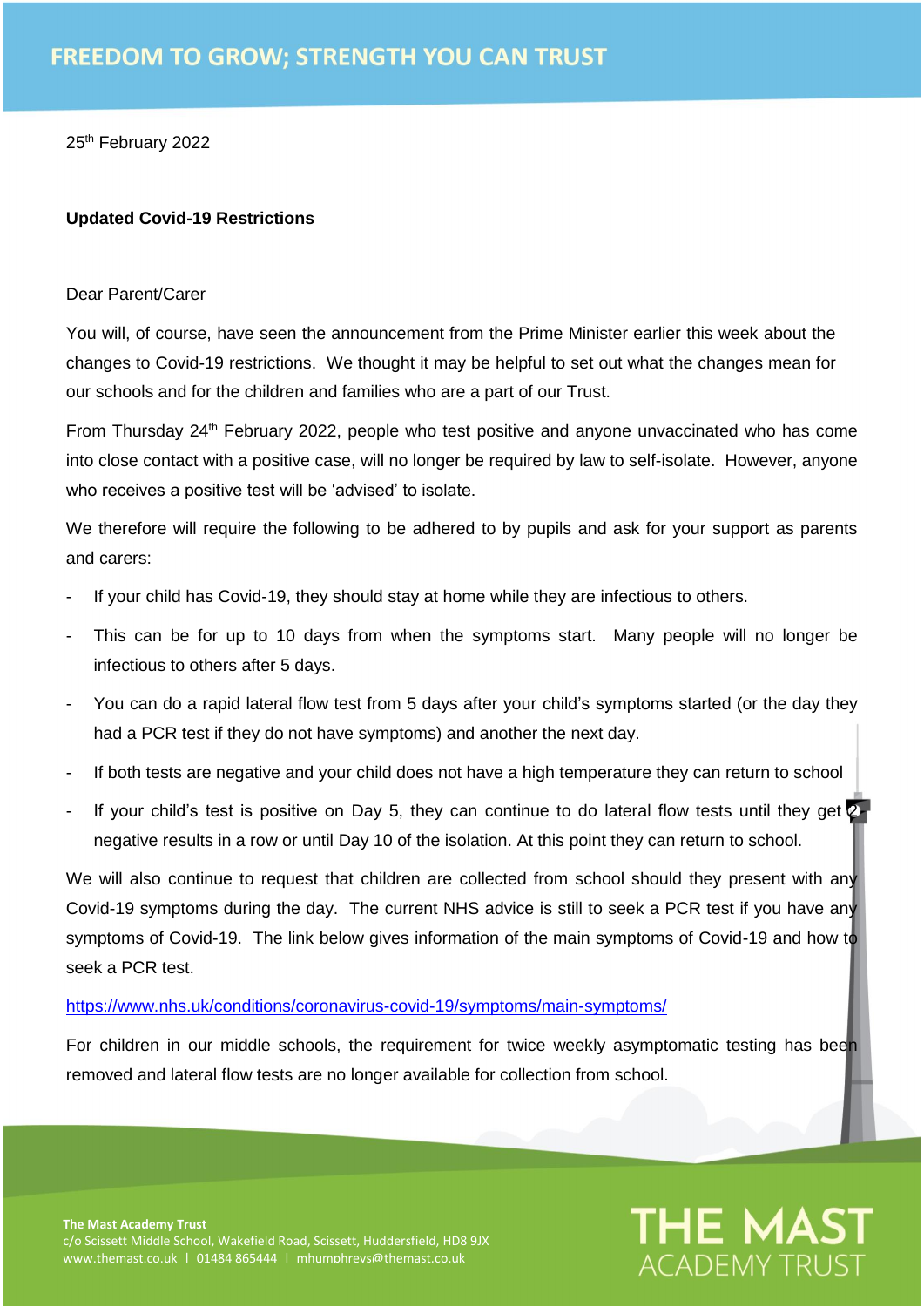# FREEDOM TO GROW; STRENGTH YOU CAN TRUST

25th February 2022

**Updated Covid-19 Restrictions**

Dear Parent/Carer

You will, of course, have seen the announcement from the Prime Minister earlier this week about the changes to Covid-19 restrictions. We thought it may be helpful to set out what the changes mean for our schools and for the children and families who are a part of our Trust.

From Thursday 24th February 2022, people who test positive and anyone unvaccinated who has come into close contact with a positive case, will no longer be required by law to self-isolate. However, anyone who receives a positive test will be 'advised' to isolate.

We therefore will require the following to be adhered to by pupils and ask for your support as parents and carers:

- If your child has Covid-19, they should stay at home while they are infectious to others.
- This can be for up to 10 days from when the symptoms start. Many people will no longer be infectious to others after 5 days.
- You can do a rapid lateral flow test from 5 days after your child's symptoms started (or the day they had a PCR test if they do not have symptoms) and another the next day.
- If both tests are negative and your child does not have a high temperature they can return to school
- If your child's test is positive on Day 5, they can continue to do lateral flow tests until they get 2 negative results in a row or until Day 10 of the isolation. At this point they can return to school.

We will also continue to request that children are collected from school should they present with any Covid-19 symptoms during the day. The current NHS advice is still to seek a PCR test if you have any symptoms of Covid-19. The link below gives information of the main symptoms of Covid-19 and how to seek a PCR test.

https://www.nhs.uk/conditions/coronavirus-covid-19/symptoms/main-symptoms/

For children in our middle schools, the requirement for twice weekly asymptomatic testing has been removed and lateral flow tests are no longer available for collection from school.

**The Mast Academy Trust**
c/o Scissett Middle School, Wakefield Road, Scissett, Huddersfield, HD8 9JX
www.themast.co.uk | 01484 865444 | mhumphreys@themast.co.uk

THE MAST ACADEMY TRUST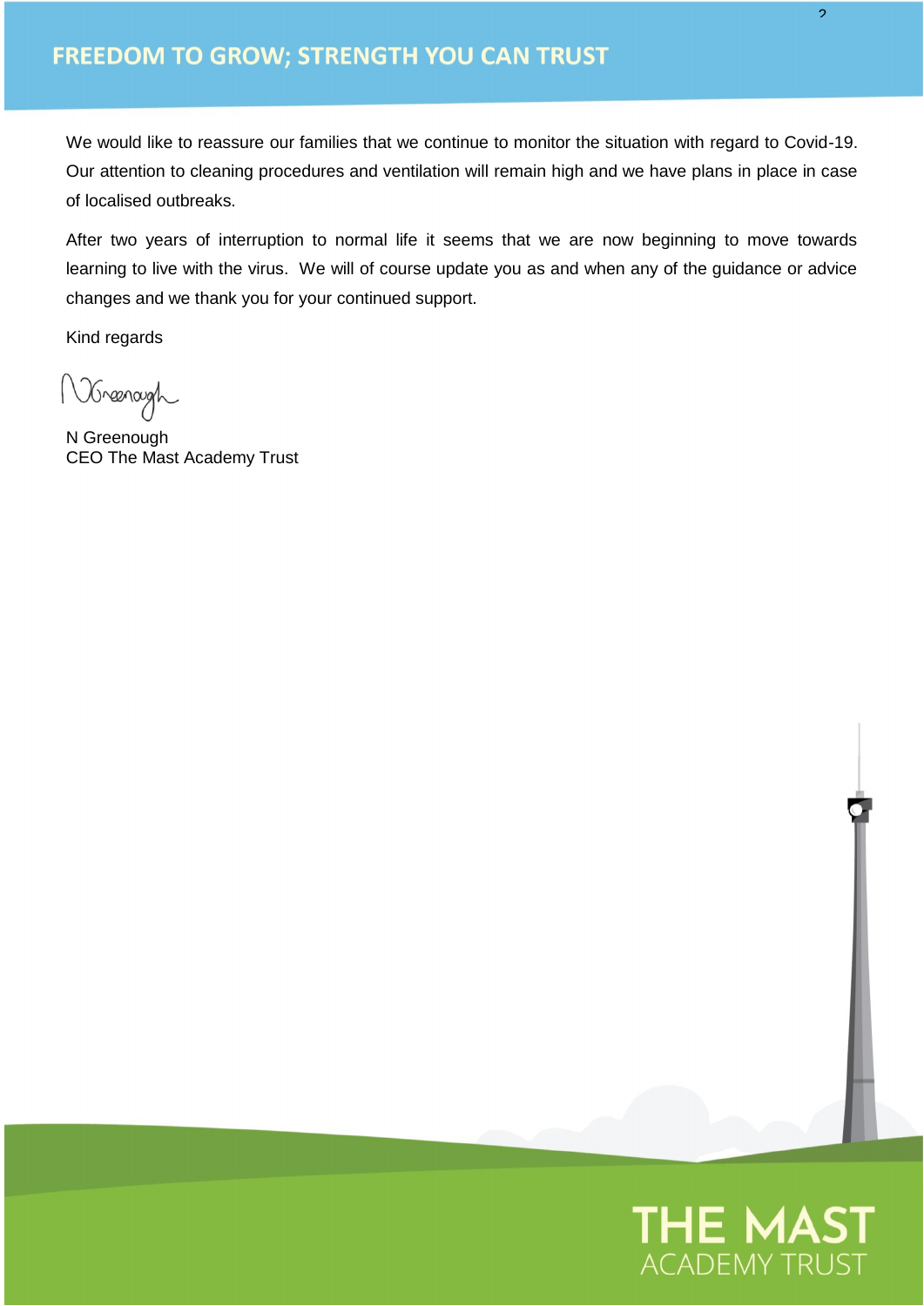We would like to reassure our families that we continue to monitor the situation with regard to Covid-19. Our attention to cleaning procedures and ventilation will remain high and we have plans in place in case of localised outbreaks.

After two years of interruption to normal life it seems that we are now beginning to move towards learning to live with the virus. We will of course update you as and when any of the guidance or advice changes and we thank you for your continued support.

Kind regards

N Greenough
CEO The Mast Academy Trust